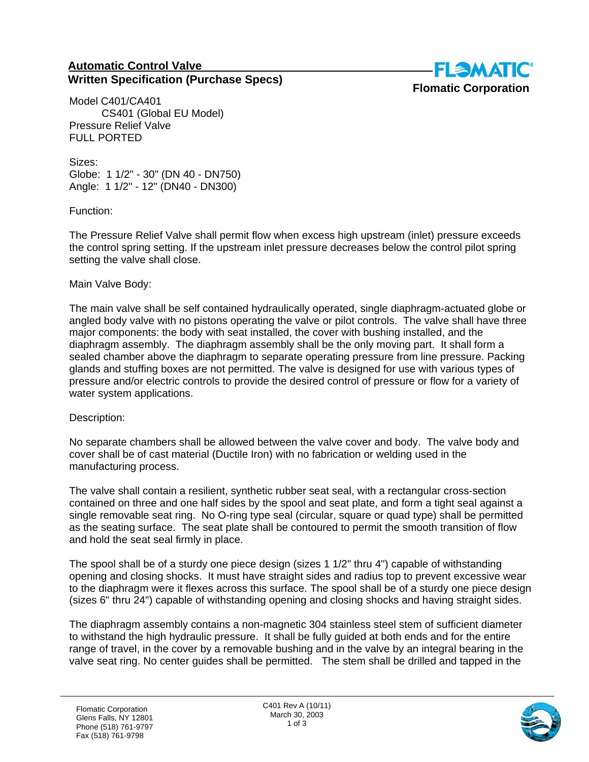## Automatic Control Valve
## Written Specification (Purchase Specs)

**Flomatic Corporation**

Model C401/CA401
CS401 (Global EU Model)
Pressure Relief Valve
FULL PORTED

Sizes:
Globe: 1 1/2" - 30" (DN 40 - DN750)
Angle: 1 1/2" - 12" (DN40 - DN300)

Function:

The Pressure Relief Valve shall permit flow when excess high upstream (inlet) pressure exceeds the control spring setting. If the upstream inlet pressure decreases below the control pilot spring setting the valve shall close.

Main Valve Body:

The main valve shall be self contained hydraulically operated, single diaphragm-actuated globe or angled body valve with no pistons operating the valve or pilot controls. The valve shall have three major components: the body with seat installed, the cover with bushing installed, and the diaphragm assembly. The diaphragm assembly shall be the only moving part. It shall form a sealed chamber above the diaphragm to separate operating pressure from line pressure. Packing glands and stuffing boxes are not permitted. The valve is designed for use with various types of pressure and/or electric controls to provide the desired control of pressure or flow for a variety of water system applications.

Description:

No separate chambers shall be allowed between the valve cover and body. The valve body and cover shall be of cast material (Ductile Iron) with no fabrication or welding used in the manufacturing process.

The valve shall contain a resilient, synthetic rubber seat seal, with a rectangular cross-section contained on three and one half sides by the spool and seat plate, and form a tight seal against a single removable seat ring. No O-ring type seal (circular, square or quad type) shall be permitted as the seating surface. The seat plate shall be contoured to permit the smooth transition of flow and hold the seat seal firmly in place.

The spool shall be of a sturdy one piece design (sizes 1 1/2" thru 4") capable of withstanding opening and closing shocks. It must have straight sides and radius top to prevent excessive wear to the diaphragm were it flexes across this surface. The spool shall be of a sturdy one piece design (sizes 6" thru 24") capable of withstanding opening and closing shocks and having straight sides.

The diaphragm assembly contains a non-magnetic 304 stainless steel stem of sufficient diameter to withstand the high hydraulic pressure. It shall be fully guided at both ends and for the entire range of travel, in the cover by a removable bushing and in the valve by an integral bearing in the valve seat ring. No center guides shall be permitted. The stem shall be drilled and tapped in the

Flomatic Corporation
Glens Falls, NY 12801
Phone (518) 761-9797
Fax (518) 761-9798

C401 Rev A (10/11)
March 30, 2003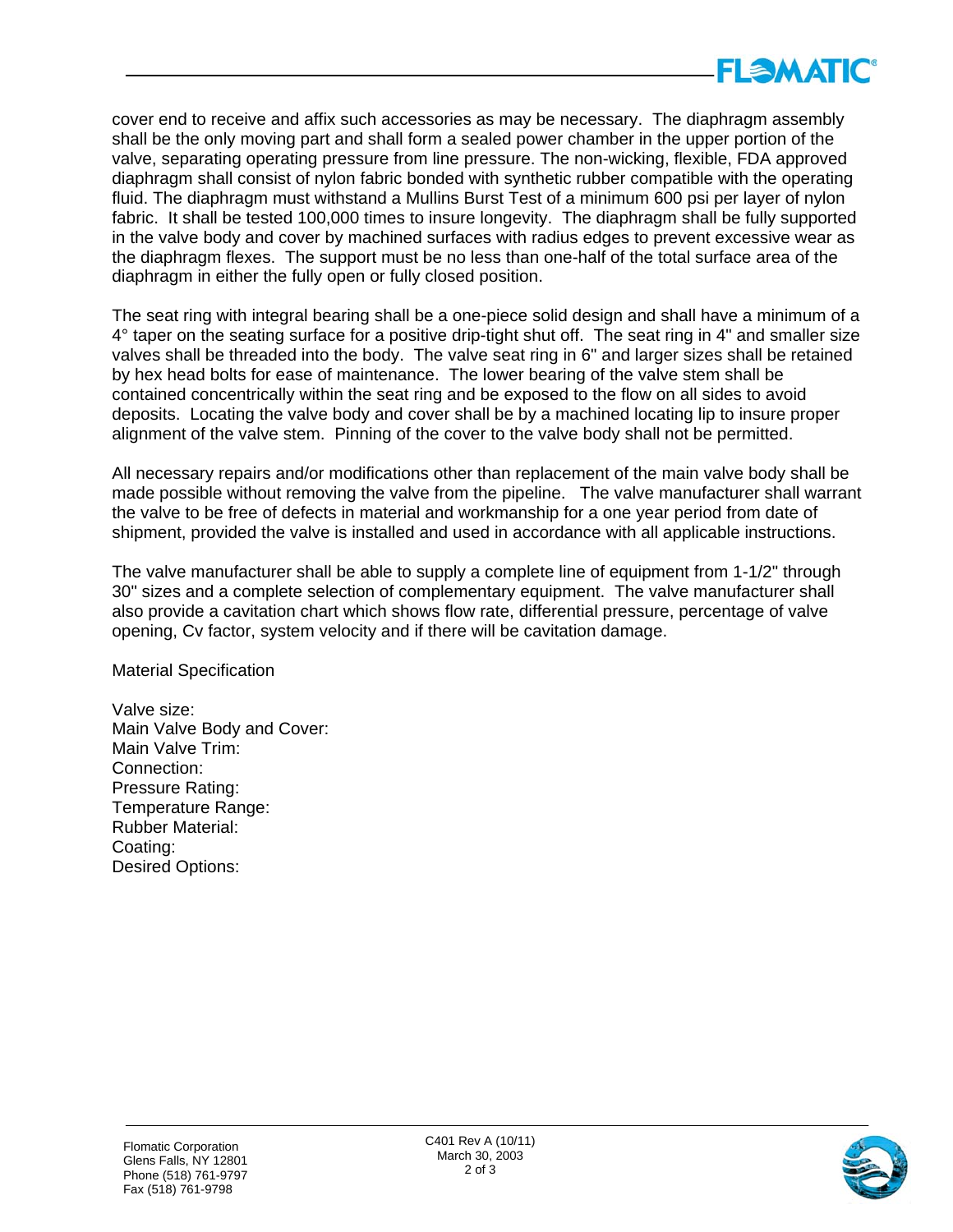cover end to receive and affix such accessories as may be necessary. The diaphragm assembly shall be the only moving part and shall form a sealed power chamber in the upper portion of the valve, separating operating pressure from line pressure. The non-wicking, flexible, FDA approved diaphragm shall consist of nylon fabric bonded with synthetic rubber compatible with the operating fluid. The diaphragm must withstand a Mullins Burst Test of a minimum 600 psi per layer of nylon fabric. It shall be tested 100,000 times to insure longevity. The diaphragm shall be fully supported in the valve body and cover by machined surfaces with radius edges to prevent excessive wear as the diaphragm flexes. The support must be no less than one-half of the total surface area of the diaphragm in either the fully open or fully closed position.

The seat ring with integral bearing shall be a one-piece solid design and shall have a minimum of a 4° taper on the seating surface for a positive drip-tight shut off. The seat ring in 4" and smaller size valves shall be threaded into the body. The valve seat ring in 6" and larger sizes shall be retained by hex head bolts for ease of maintenance. The lower bearing of the valve stem shall be contained concentrically within the seat ring and be exposed to the flow on all sides to avoid deposits. Locating the valve body and cover shall be by a machined locating lip to insure proper alignment of the valve stem. Pinning of the cover to the valve body shall not be permitted.

All necessary repairs and/or modifications other than replacement of the main valve body shall be made possible without removing the valve from the pipeline. The valve manufacturer shall warrant the valve to be free of defects in material and workmanship for a one year period from date of shipment, provided the valve is installed and used in accordance with all applicable instructions.

The valve manufacturer shall be able to supply a complete line of equipment from 1-1/2" through 30" sizes and a complete selection of complementary equipment. The valve manufacturer shall also provide a cavitation chart which shows flow rate, differential pressure, percentage of valve opening, Cv factor, system velocity and if there will be cavitation damage.

Material Specification

Valve size:
Main Valve Body and Cover:
Main Valve Trim:
Connection:
Pressure Rating:
Temperature Range:
Rubber Material:
Coating:
Desired Options: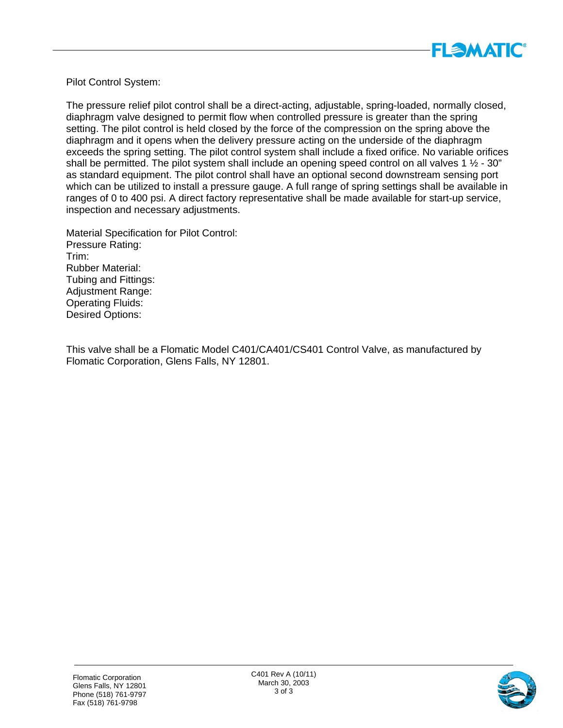Pilot Control System:

The pressure relief pilot control shall be a direct-acting, adjustable, spring-loaded, normally closed, diaphragm valve designed to permit flow when controlled pressure is greater than the spring setting. The pilot control is held closed by the force of the compression on the spring above the diaphragm and it opens when the delivery pressure acting on the underside of the diaphragm exceeds the spring setting. The pilot control system shall include a fixed orifice. No variable orifices shall be permitted. The pilot system shall include an opening speed control on all valves 1 ½ - 30" as standard equipment. The pilot control shall have an optional second downstream sensing port which can be utilized to install a pressure gauge. A full range of spring settings shall be available in ranges of 0 to 400 psi. A direct factory representative shall be made available for start-up service, inspection and necessary adjustments.

Material Specification for Pilot Control:
Pressure Rating:
Trim:
Rubber Material:
Tubing and Fittings:
Adjustment Range:
Operating Fluids:
Desired Options:

This valve shall be a Flomatic Model C401/CA401/CS401 Control Valve, as manufactured by Flomatic Corporation, Glens Falls, NY 12801.